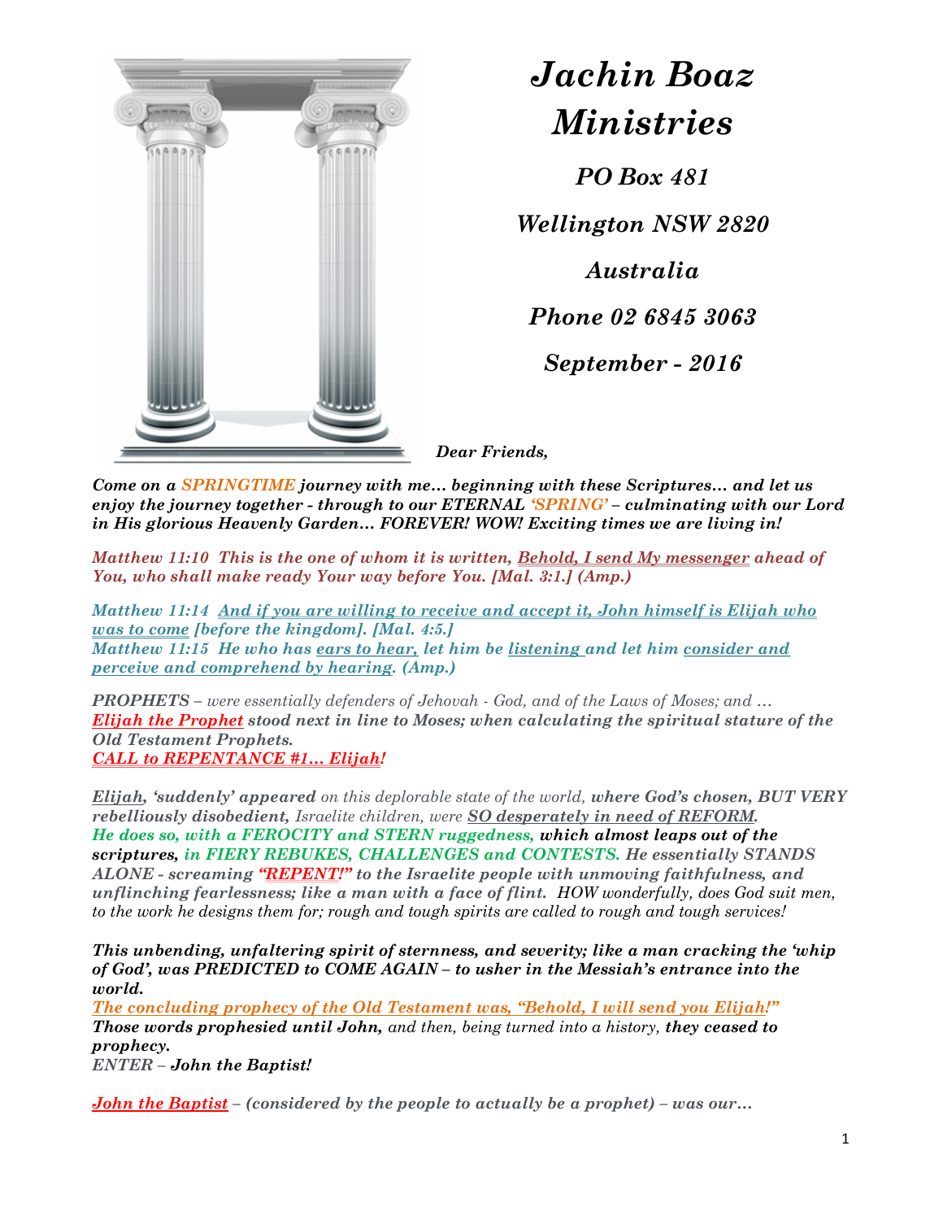# *Jachin Boaz Ministries*

***PO Box 481***

***Wellington NSW 2820***

***Australia***

***Phone 02 6845 3063***

***September - 2016***

***Dear Friends,***

***Come on a SPRINGTIME journey with me… beginning with these Scriptures… and let us enjoy the journey together - through to our ETERNAL 'SPRING' – culminating with our Lord in His glorious Heavenly Garden… FOREVER! WOW! Exciting times we are living in!***

***Matthew 11:10 This is the one of whom it is written, Behold, I send My messenger ahead of You, who shall make ready Your way before You. [Mal. 3:1.] (Amp.)***

***Matthew 11:14 And if you are willing to receive and accept it, John himself is Elijah who was to come [before the kingdom]. [Mal. 4:5.]***
***Matthew 11:15 He who has ears to hear, let him be listening and let him consider and perceive and comprehend by hearing. (Amp.)***

***PROPHETS*** *– were essentially defenders of Jehovah - God, and of the Laws of Moses; and …*
***Elijah the Prophet stood next in line to Moses; when calculating the spiritual stature of the Old Testament Prophets.***
***CALL to REPENTANCE #1… Elijah!***

***Elijah, 'suddenly' appeared*** *on this deplorable state of the world,* ***where God's chosen, BUT VERY rebelliously disobedient,*** *Israelite children, were* ***SO desperately in need of REFORM.***
***He does so, with a FEROCITY and STERN ruggedness, which almost leaps out of the scriptures, in FIERY REBUKES, CHALLENGES and CONTESTS. He essentially STANDS ALONE - screaming "REPENT!" to the Israelite people with unmoving faithfulness, and unflinching fearlessness; like a man with a face of flint.*** *HOW wonderfully, does God suit men, to the work he designs them for; rough and tough spirits are called to rough and tough services!*

***This unbending, unfaltering spirit of sternness, and severity; like a man cracking the 'whip of God', was PREDICTED to COME AGAIN – to usher in the Messiah's entrance into the world.***
***The concluding prophecy of the Old Testament was, "Behold, I will send you Elijah!"***
***Those words prophesied until John,*** *and then, being turned into a history,* ***they ceased to prophecy.***
***ENTER – John the Baptist!***

***John the Baptist – (considered by the people to actually be a prophet) – was our…***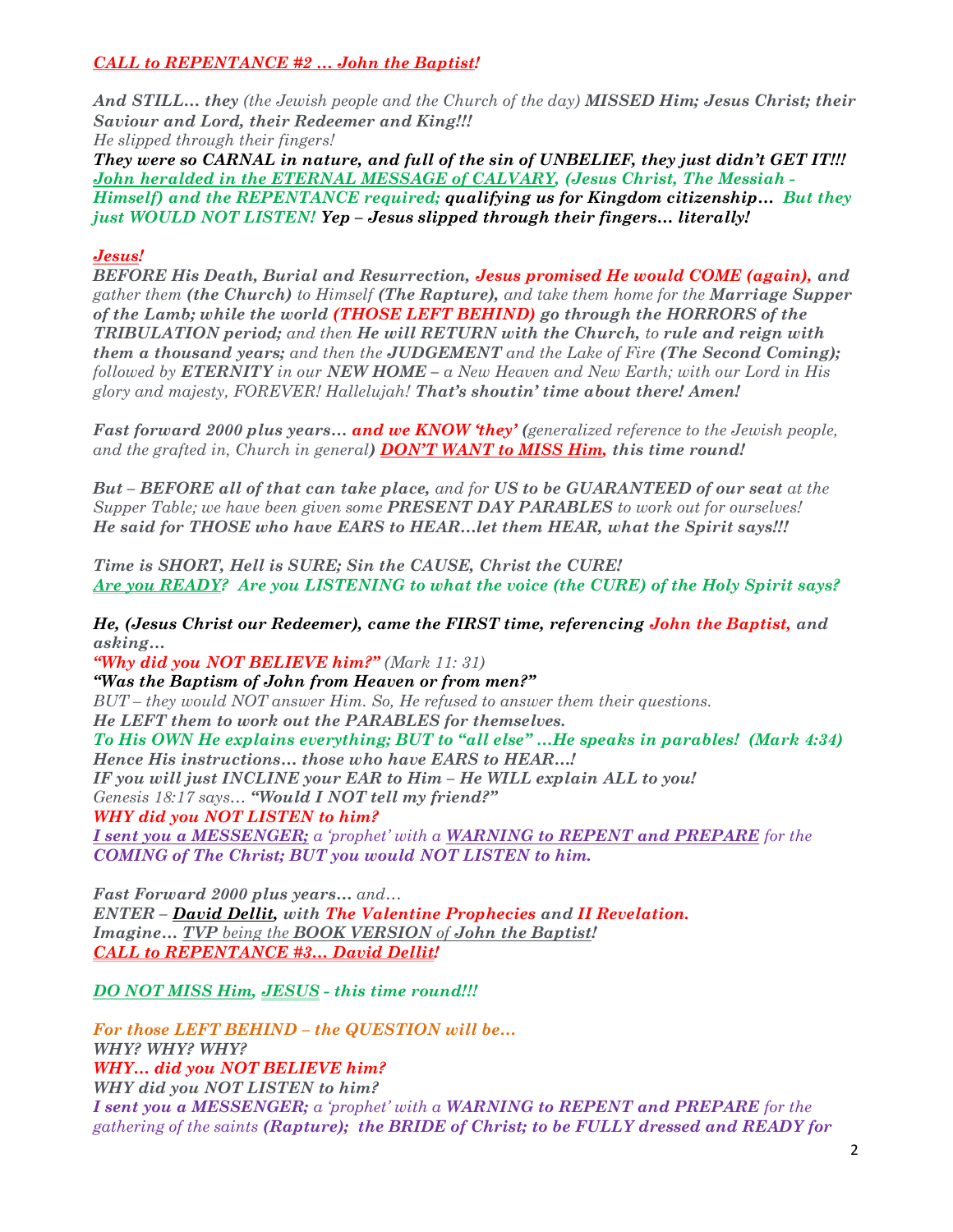***CALL to REPENTANCE #2 … John the Baptist!***

***And STILL… they** (the Jewish people and the Church of the day) **MISSED Him; Jesus Christ; their Saviour and Lord, their Redeemer and King!!!***
*He slipped through their fingers!*
***They were so CARNAL in nature, and full of the sin of UNBELIEF, they just didn't GET IT!!! John heralded in the ETERNAL MESSAGE of CALVARY, (Jesus Christ, The Messiah - Himself) and the REPENTANCE required; qualifying us for Kingdom citizenship… But they just WOULD NOT LISTEN! Yep – Jesus slipped through their fingers… literally!***

***Jesus!***
***BEFORE His Death, Burial and Resurrection, Jesus promised He would COME (again),** and gather them **(the Church)** to Himself **(The Rapture),** and take them home for the **Marriage Supper of the Lamb; while the world (THOSE LEFT BEHIND) go through the HORRORS of the TRIBULATION period;** and then **He will RETURN with the Church,** to **rule and reign with them a thousand years;** and then the **JUDGEMENT** and the Lake of Fire **(The Second Coming);** followed by **ETERNITY** in our **NEW HOME** – a New Heaven and New Earth; with our Lord in His glory and majesty, FOREVER! Hallelujah! **That's shoutin' time about there! Amen!***

***Fast forward 2000 plus years… and we KNOW 'they' (**generalized reference to the Jewish people, and the grafted in, Church in general**) DON'T WANT to MISS Him, this time round!***

***But – BEFORE all of that can take place,** and for **US to be GUARANTEED of our seat** at the Supper Table; we have been given some **PRESENT DAY PARABLES** to work out for ourselves!*
***He said for THOSE who have EARS to HEAR…let them HEAR, what the Spirit says!!!***

***Time is SHORT, Hell is SURE; Sin the CAUSE, Christ the CURE!***
***Are you READY? Are you LISTENING to what the voice (the CURE) of the Holy Spirit says?***

***He, (Jesus Christ our Redeemer), came the FIRST time, referencing John the Baptist, and asking…***
***"Why did you NOT BELIEVE him?"** (Mark 11: 31)*
***"Was the Baptism of John from Heaven or from men?"***
*BUT – they would NOT answer Him. So, He refused to answer them their questions.*
***He LEFT them to work out the PARABLES for themselves.***
***To His OWN He explains everything; BUT to "all else" …He speaks in parables! (Mark 4:34)***
***Hence His instructions… those who have EARS to HEAR…!***
***IF you will just INCLINE your EAR to Him – He WILL explain ALL to you!***
*Genesis 18:17 says… **"Would I NOT tell my friend?"***
***WHY did you NOT LISTEN to him?***
***I sent you a MESSENGER;** a 'prophet' with a **WARNING to REPENT and PREPARE** for the **COMING of The Christ; BUT you would NOT LISTEN to him.***

***Fast Forward 2000 plus years…** and…*
***ENTER – David Dellit, with The Valentine Prophecies and II Revelation.***
***Imagine… TVP** being the **BOOK VERSION** of **John the Baptist!***
***CALL to REPENTANCE #3… David Dellit!***

***DO NOT MISS Him, JESUS - this time round!!!***

***For those LEFT BEHIND – the QUESTION will be…***
***WHY? WHY? WHY?***
***WHY… did you NOT BELIEVE him?***
***WHY did you NOT LISTEN to him?***
***I sent you a MESSENGER;** a 'prophet' with a **WARNING to REPENT and PREPARE** for the gathering of the saints **(Rapture); the BRIDE of Christ; to be FULLY dressed and READY for***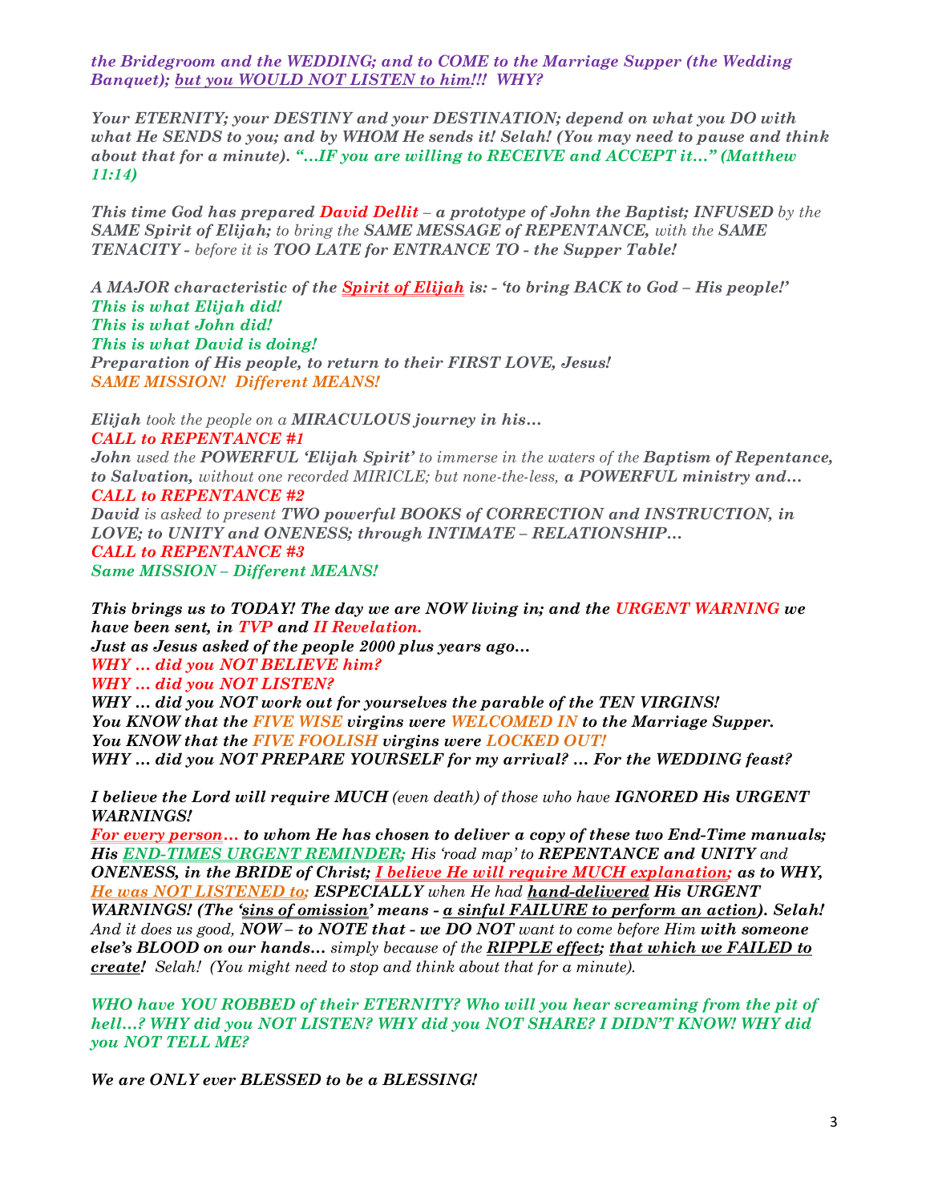***the Bridegroom and the WEDDING; and to COME to the Marriage Supper (the Wedding Banquet); but you WOULD NOT LISTEN to him!!! WHY?***

***Your ETERNITY; your DESTINY and your DESTINATION; depend on what you DO with what He SENDS to you; and by WHOM He sends it! Selah! (You may need to pause and think about that for a minute). "…IF you are willing to RECEIVE and ACCEPT it…" (Matthew 11:14)***

***This time God has prepared David Dellit** – a prototype of John the Baptist; INFUSED by the **SAME Spirit of Elijah;** to bring the **SAME MESSAGE of REPENTANCE,** with the **SAME TENACITY -** before it is **TOO LATE for ENTRANCE TO -** the Supper Table!*

***A MAJOR characteristic of the Spirit of Elijah is: - 'to bring BACK to God – His people!'***
***This is what Elijah did!***
***This is what John did!***
***This is what David is doing!***
***Preparation of His people, to return to their FIRST LOVE, Jesus!***
***SAME MISSION! Different MEANS!***

***Elijah** took the people on a **MIRACULOUS journey in his…***
***CALL to REPENTANCE #1***
***John** used the **POWERFUL 'Elijah Spirit'** to immerse in the waters of the **Baptism of Repentance, to Salvation,** without one recorded MIRICLE; but none-the-less, **a POWERFUL ministry and…***
***CALL to REPENTANCE #2***
***David** is asked to present **TWO powerful BOOKS of CORRECTION and INSTRUCTION, in LOVE; to UNITY and ONENESS; through INTIMATE – RELATIONSHIP…***
***CALL to REPENTANCE #3***
***Same MISSION – Different MEANS!***

***This brings us to TODAY! The day we are NOW living in; and the URGENT WARNING we have been sent, in TVP and II Revelation.***
***Just as Jesus asked of the people 2000 plus years ago…***
***WHY … did you NOT BELIEVE him?***
***WHY … did you NOT LISTEN?***
***WHY … did you NOT work out for yourselves the parable of the TEN VIRGINS!***
***You KNOW that the FIVE WISE virgins were WELCOMED IN to the Marriage Supper.***
***You KNOW that the FIVE FOOLISH virgins were LOCKED OUT!***
***WHY … did you NOT PREPARE YOURSELF for my arrival? … For the WEDDING feast?***

***I believe the Lord will require MUCH** (even death) of those who have **IGNORED His URGENT WARNINGS!***
***For every person… to whom He has chosen to deliver a copy of these two End-Time manuals; His END-TIMES URGENT REMINDER;** His 'road map' to **REPENTANCE and UNITY** and **ONENESS, in the BRIDE of Christ; I believe He will require MUCH explanation;** as to WHY, **He was NOT LISTENED to; ESPECIALLY** when He had **hand-delivered His URGENT WARNINGS! (The 'sins of omission' means - a sinful FAILURE to perform an action). Selah!** And it does us good, **NOW – to NOTE that - we DO NOT** want to come before Him **with someone else's BLOOD on our hands…** simply because of the **RIPPLE effect; that which we FAILED to create!** Selah! (You might need to stop and think about that for a minute).*

***WHO have YOU ROBBED of their ETERNITY? Who will you hear screaming from the pit of hell…? WHY did you NOT LISTEN? WHY did you NOT SHARE? I DIDN'T KNOW! WHY did you NOT TELL ME?***

***We are ONLY ever BLESSED to be a BLESSING!***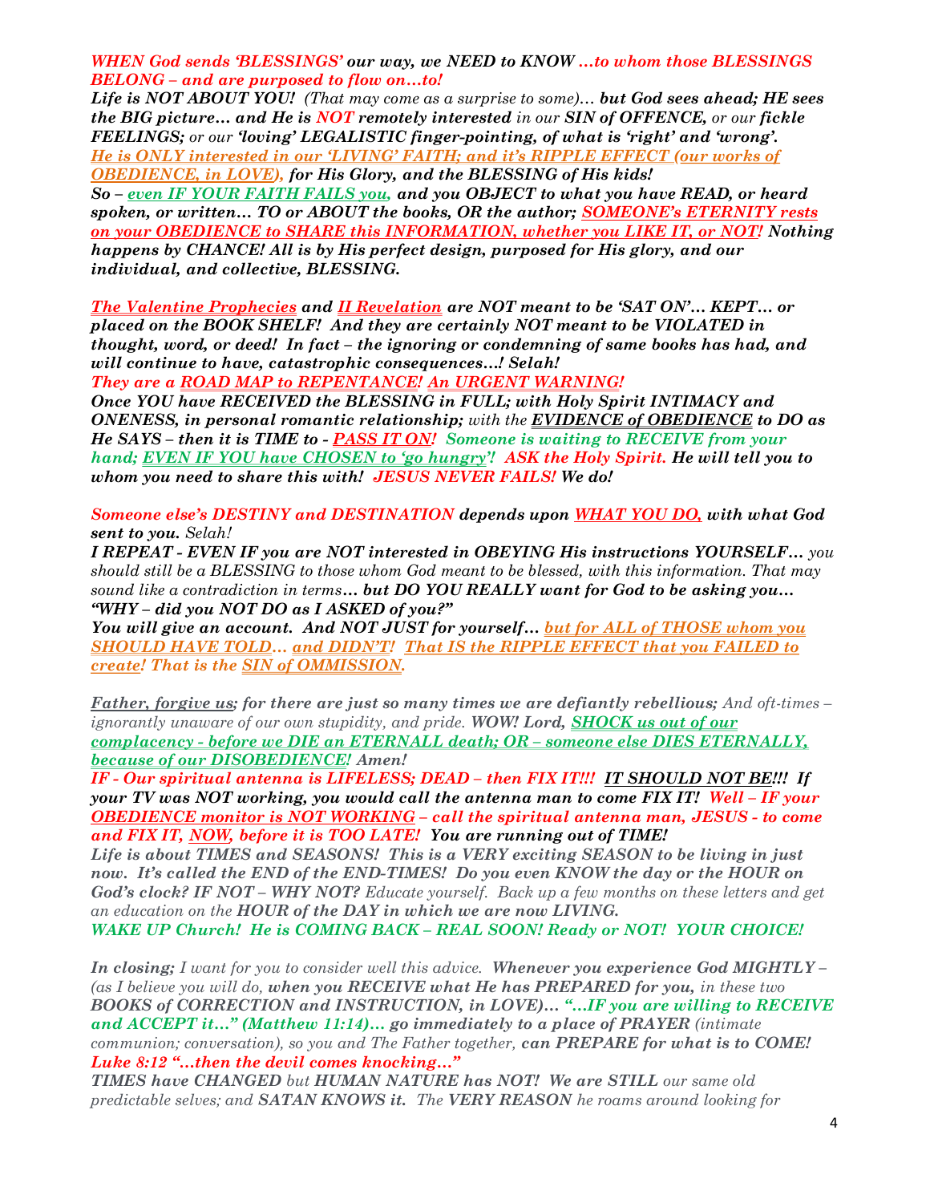***WHEN God sends 'BLESSINGS' our way, we NEED to KNOW …to whom those BLESSINGS BELONG – and are purposed to flow on…to!***

***Life is NOT ABOUT YOU!*** *(That may come as a surprise to some)…* ***but God sees ahead; HE sees the BIG picture… and He is NOT remotely interested*** *in our* ***SIN of OFFENCE,*** *or our* ***fickle FEELINGS;*** *or our* ***'loving' LEGALISTIC finger-pointing, of what is 'right' and 'wrong'. He is ONLY interested in our 'LIVING' FAITH; and it's RIPPLE EFFECT (our works of OBEDIENCE, in LOVE), for His Glory, and the BLESSING of His kids!***

***So – even IF YOUR FAITH FAILS you, and you OBJECT to what you have READ, or heard spoken, or written… TO or ABOUT the books, OR the author; SOMEONE's ETERNITY rests on your OBEDIENCE to SHARE this INFORMATION, whether you LIKE IT, or NOT! Nothing happens by CHANCE! All is by His perfect design, purposed for His glory, and our individual, and collective, BLESSING.***

***The Valentine Prophecies and II Revelation are NOT meant to be 'SAT ON'… KEPT… or placed on the BOOK SHELF! And they are certainly NOT meant to be VIOLATED in thought, word, or deed! In fact – the ignoring or condemning of same books has had, and will continue to have, catastrophic consequences…! Selah!***

***They are a ROAD MAP to REPENTANCE! An URGENT WARNING!***

***Once YOU have RECEIVED the BLESSING in FULL; with Holy Spirit INTIMACY and ONENESS, in personal romantic relationship;*** *with the* ***EVIDENCE of OBEDIENCE to DO as He SAYS – then it is TIME to - PASS IT ON! Someone is waiting to RECEIVE from your hand; EVEN IF YOU have CHOSEN to 'go hungry'! ASK the Holy Spirit. He will tell you to whom you need to share this with! JESUS NEVER FAILS! We do!***

***Someone else's DESTINY and DESTINATION depends upon WHAT YOU DO, with what God sent to you.*** *Selah!*

***I REPEAT - EVEN IF you are NOT interested in OBEYING His instructions YOURSELF…*** *you should still be a BLESSING to those whom God meant to be blessed, with this information. That may sound like a contradiction in terms…* ***but DO YOU REALLY want for God to be asking you… "WHY – did you NOT DO as I ASKED of you?"***

***You will give an account. And NOT JUST for yourself… but for ALL of THOSE whom you SHOULD HAVE TOLD… and DIDN'T! That IS the RIPPLE EFFECT that you FAILED to create! That is the SIN of OMMISSION.***

***Father, forgive us; for there are just so many times we are defiantly rebellious;*** *And oft-times – ignorantly unaware of our own stupidity, and pride.* ***WOW! Lord, SHOCK us out of our complacency - before we DIE an ETERNALL death; OR – someone else DIES ETERNALLY, because of our DISOBEDIENCE! Amen!***

***IF - Our spiritual antenna is LIFELESS; DEAD – then FIX IT!!! IT SHOULD NOT BE!!! If your TV was NOT working, you would call the antenna man to come FIX IT! Well – IF your OBEDIENCE monitor is NOT WORKING – call the spiritual antenna man, JESUS - to come and FIX IT, NOW, before it is TOO LATE! You are running out of TIME!***

***Life is about TIMES and SEASONS! This is a VERY exciting SEASON to be living in just now. It's called the END of the END-TIMES! Do you even KNOW the day or the HOUR on God's clock? IF NOT – WHY NOT?*** *Educate yourself. Back up a few months on these letters and get an education on the* ***HOUR of the DAY in which we are now LIVING.***

***WAKE UP Church! He is COMING BACK – REAL SOON! Ready or NOT! YOUR CHOICE!***

***In closing;*** *I want for you to consider well this advice.* ***Whenever you experience God MIGHTLY –*** *(as I believe you will do,* ***when you RECEIVE what He has PREPARED for you,*** *in these two* ***BOOKS of CORRECTION and INSTRUCTION, in LOVE)… "…IF you are willing to RECEIVE and ACCEPT it…" (Matthew 11:14)… go immediately to a place of PRAYER*** *(intimate communion; conversation), so you and The Father together,* ***can PREPARE for what is to COME! Luke 8:12 "…then the devil comes knocking…"***

***TIMES have CHANGED*** *but* ***HUMAN NATURE has NOT! We are STILL*** *our same old predictable selves; and* ***SATAN KNOWS it.*** *The* ***VERY REASON*** *he roams around looking for*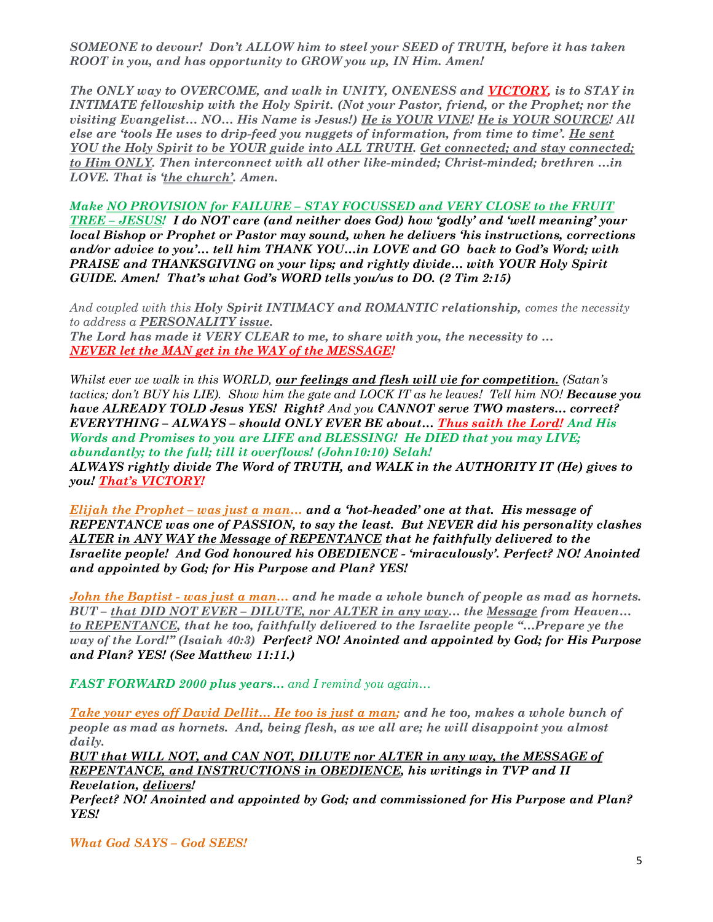***SOMEONE to devour! Don't ALLOW him to steel your SEED of TRUTH, before it has taken ROOT in you, and has opportunity to GROW you up, IN Him. Amen!***

***The ONLY way to OVERCOME, and walk in UNITY, ONENESS and VICTORY, is to STAY in INTIMATE fellowship with the Holy Spirit. (Not your Pastor, friend, or the Prophet; nor the visiting Evangelist… NO… His Name is Jesus!) He is YOUR VINE! He is YOUR SOURCE! All else are 'tools He uses to drip-feed you nuggets of information, from time to time'. He sent YOU the Holy Spirit to be YOUR guide into ALL TRUTH. Get connected; and stay connected; to Him ONLY. Then interconnect with all other like-minded; Christ-minded; brethren …in LOVE. That is 'the church'. Amen.***

***Make NO PROVISION for FAILURE – STAY FOCUSSED and VERY CLOSE to the FRUIT TREE – JESUS! I do NOT care (and neither does God) how 'godly' and 'well meaning' your local Bishop or Prophet or Pastor may sound, when he delivers 'his instructions, corrections and/or advice to you'… tell him THANK YOU…in LOVE and GO back to God's Word; with PRAISE and THANKSGIVING on your lips; and rightly divide… with YOUR Holy Spirit GUIDE. Amen! That's what God's WORD tells you/us to DO. (2 Tim 2:15)***

*And coupled with this **Holy Spirit INTIMACY and ROMANTIC relationship,** comes the necessity to address a **PERSONALITY issue.***
***The Lord has made it VERY CLEAR to me, to share with you, the necessity to …***
***NEVER let the MAN get in the WAY of the MESSAGE!***

*Whilst ever we walk in this WORLD, **our feelings and flesh will vie for competition.** (Satan's tactics; don't BUY his LIE). Show him the gate and LOCK IT as he leaves! Tell him NO! **Because you have ALREADY TOLD Jesus YES! Right?** And you **CANNOT serve TWO masters… correct? EVERYTHING – ALWAYS – should ONLY EVER BE about… Thus saith the Lord! And His Words and Promises to you are LIFE and BLESSING! He DIED that you may LIVE; abundantly; to the full; till it overflows! (John10:10) Selah!***
***ALWAYS rightly divide The Word of TRUTH, and WALK in the AUTHORITY IT (He) gives to you! That's VICTORY!***

***Elijah the Prophet – was just a man… and a 'hot-headed' one at that. His message of REPENTANCE was one of PASSION, to say the least. But NEVER did his personality clashes ALTER in ANY WAY the Message of REPENTANCE that he faithfully delivered to the Israelite people! And God honoured his OBEDIENCE - 'miraculously'. Perfect? NO! Anointed and appointed by God; for His Purpose and Plan? YES!***

***John the Baptist - was just a man… and he made a whole bunch of people as mad as hornets. BUT – that DID NOT EVER – DILUTE, nor ALTER in any way… the Message from Heaven… to REPENTANCE, that he too, faithfully delivered to the Israelite people "…Prepare ye the way of the Lord!" (Isaiah 40:3) Perfect? NO! Anointed and appointed by God; for His Purpose and Plan? YES! (See Matthew 11:11.)***

***FAST FORWARD 2000 plus years…** and I remind you again…*

***Take your eyes off David Dellit… He too is just a man; and he too, makes a whole bunch of people as mad as hornets. And, being flesh, as we all are; he will disappoint you almost daily.***
***BUT that WILL NOT, and CAN NOT, DILUTE nor ALTER in any way, the MESSAGE of REPENTANCE, and INSTRUCTIONS in OBEDIENCE, his writings in TVP and II Revelation, delivers!***
***Perfect? NO! Anointed and appointed by God; and commissioned for His Purpose and Plan? YES!***

***What God SAYS – God SEES!***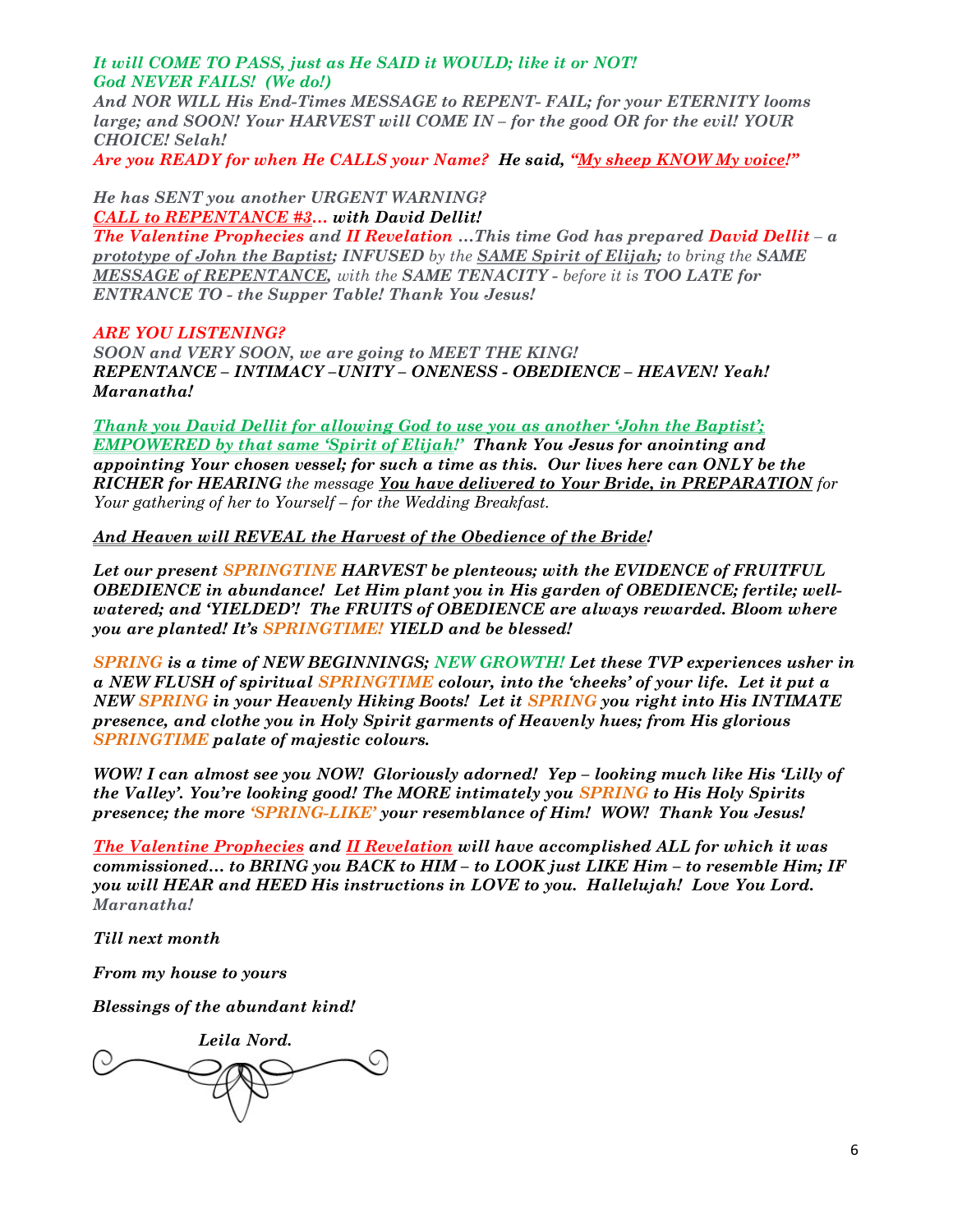*It will COME TO PASS, just as He SAID it WOULD; like it or NOT!*
*God NEVER FAILS! (We do!)*
*And NOR WILL His End-Times MESSAGE to REPENT- FAIL; for your ETERNITY looms large; and SOON! Your HARVEST will COME IN – for the good OR for the evil! YOUR CHOICE! Selah!*
*Are you READY for when He CALLS your Name? He said, "My sheep KNOW My voice!"*

*He has SENT you another URGENT WARNING?*
*CALL to REPENTANCE #3… with David Dellit!*
*The Valentine Prophecies and II Revelation …This time God has prepared David Dellit – a prototype of John the Baptist; INFUSED by the SAME Spirit of Elijah; to bring the SAME MESSAGE of REPENTANCE, with the SAME TENACITY - before it is TOO LATE for ENTRANCE TO - the Supper Table! Thank You Jesus!*

*ARE YOU LISTENING?*
*SOON and VERY SOON, we are going to MEET THE KING!*
***REPENTANCE – INTIMACY –UNITY – ONENESS - OBEDIENCE – HEAVEN! Yeah! Maranatha!***

***Thank you David Dellit for allowing God to use you as another 'John the Baptist'; EMPOWERED by that same 'Spirit of Elijah!' Thank You Jesus for anointing and appointing Your chosen vessel; for such a time as this. Our lives here can ONLY be the RICHER for HEARING** the message **You have delivered to Your Bride, in PREPARATION** for Your gathering of her to Yourself – for the Wedding Breakfast.*

***And Heaven will REVEAL the Harvest of the Obedience of the Bride!***

***Let our present SPRINGTINE HARVEST be plenteous; with the EVIDENCE of FRUITFUL OBEDIENCE in abundance! Let Him plant you in His garden of OBEDIENCE; fertile; well-watered; and 'YIELDED'! The FRUITS of OBEDIENCE are always rewarded. Bloom where you are planted! It's SPRINGTIME! YIELD and be blessed!***

***SPRING is a time of NEW BEGINNINGS; NEW GROWTH! Let these TVP experiences usher in a NEW FLUSH of spiritual SPRINGTIME colour, into the 'cheeks' of your life. Let it put a NEW SPRING in your Heavenly Hiking Boots! Let it SPRING you right into His INTIMATE presence, and clothe you in Holy Spirit garments of Heavenly hues; from His glorious SPRINGTIME palate of majestic colours.***

***WOW! I can almost see you NOW! Gloriously adorned! Yep – looking much like His 'Lilly of the Valley'. You're looking good! The MORE intimately you SPRING to His Holy Spirits presence; the more 'SPRING-LIKE' your resemblance of Him! WOW! Thank You Jesus!***

***The Valentine Prophecies and II Revelation will have accomplished ALL for which it was commissioned… to BRING you BACK to HIM – to LOOK just LIKE Him – to resemble Him; IF you will HEAR and HEED His instructions in LOVE to you. Hallelujah! Love You Lord.*** *Maranatha!*

***Till next month***

***From my house to yours***

***Blessings of the abundant kind!***

***Leila Nord.***